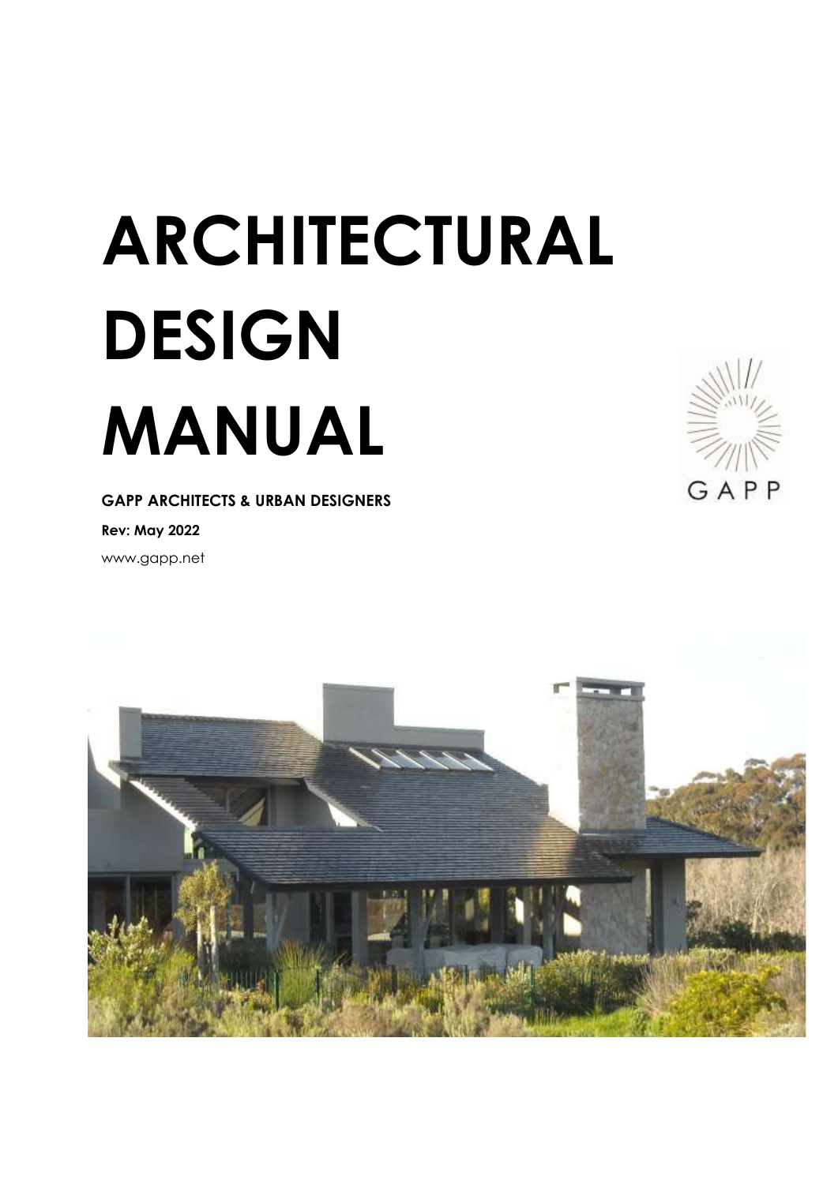# ARCHITECTURAL DESIGN MANUAL

**GAPP ARCHITECTS & URBAN DESIGNERS**

**Rev: May 2022**

www.gapp.net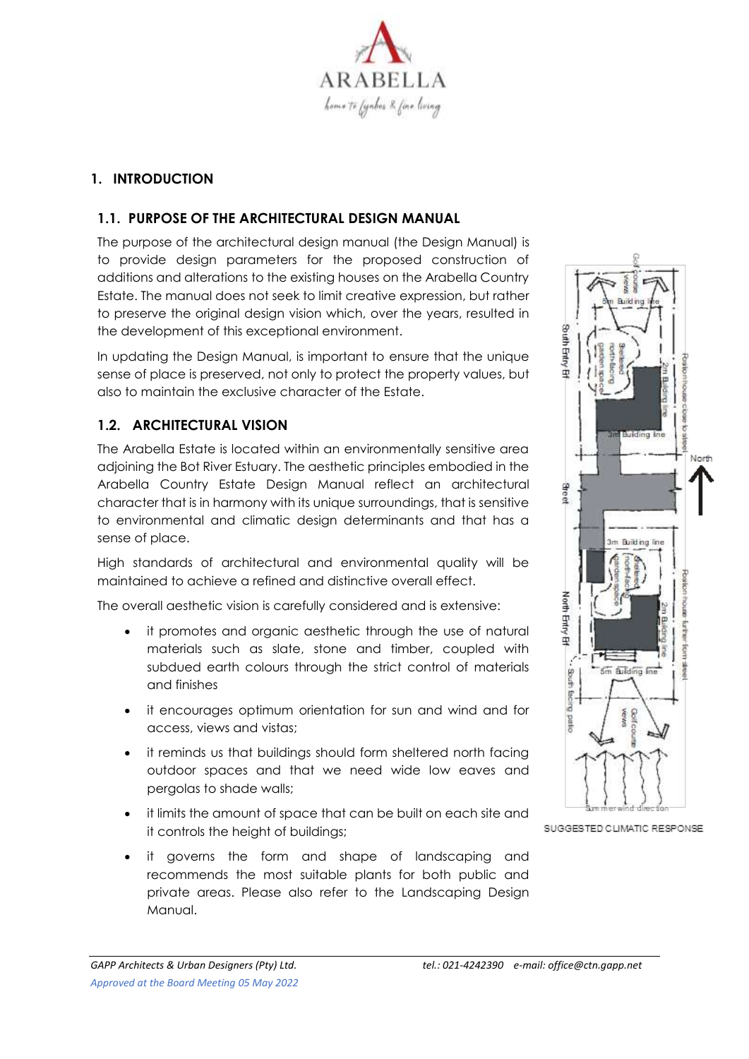# 1. INTRODUCTION

## 1.1. PURPOSE OF THE ARCHITECTURAL DESIGN MANUAL

The purpose of the architectural design manual (the Design Manual) is to provide design parameters for the proposed construction of additions and alterations to the existing houses on the Arabella Country Estate. The manual does not seek to limit creative expression, but rather to preserve the original design vision which, over the years, resulted in the development of this exceptional environment.

In updating the Design Manual, is important to ensure that the unique sense of place is preserved, not only to protect the property values, but also to maintain the exclusive character of the Estate.

## 1.2. ARCHITECTURAL VISION

The Arabella Estate is located within an environmentally sensitive area adjoining the Bot River Estuary. The aesthetic principles embodied in the Arabella Country Estate Design Manual reflect an architectural character that is in harmony with its unique surroundings, that is sensitive to environmental and climatic design determinants and that has a sense of place.

High standards of architectural and environmental quality will be maintained to achieve a refined and distinctive overall effect.

The overall aesthetic vision is carefully considered and is extensive:

- it promotes and organic aesthetic through the use of natural materials such as slate, stone and timber, coupled with subdued earth colours through the strict control of materials and finishes
- it encourages optimum orientation for sun and wind and for access, views and vistas;
- it reminds us that buildings should form sheltered north facing outdoor spaces and that we need wide low eaves and pergolas to shade walls;
- it limits the amount of space that can be built on each site and it controls the height of buildings;
- it governs the form and shape of landscaping and recommends the most suitable plants for both public and private areas. Please also refer to the Landscaping Design Manual.

SUGGESTED CLIMATIC RESPONSE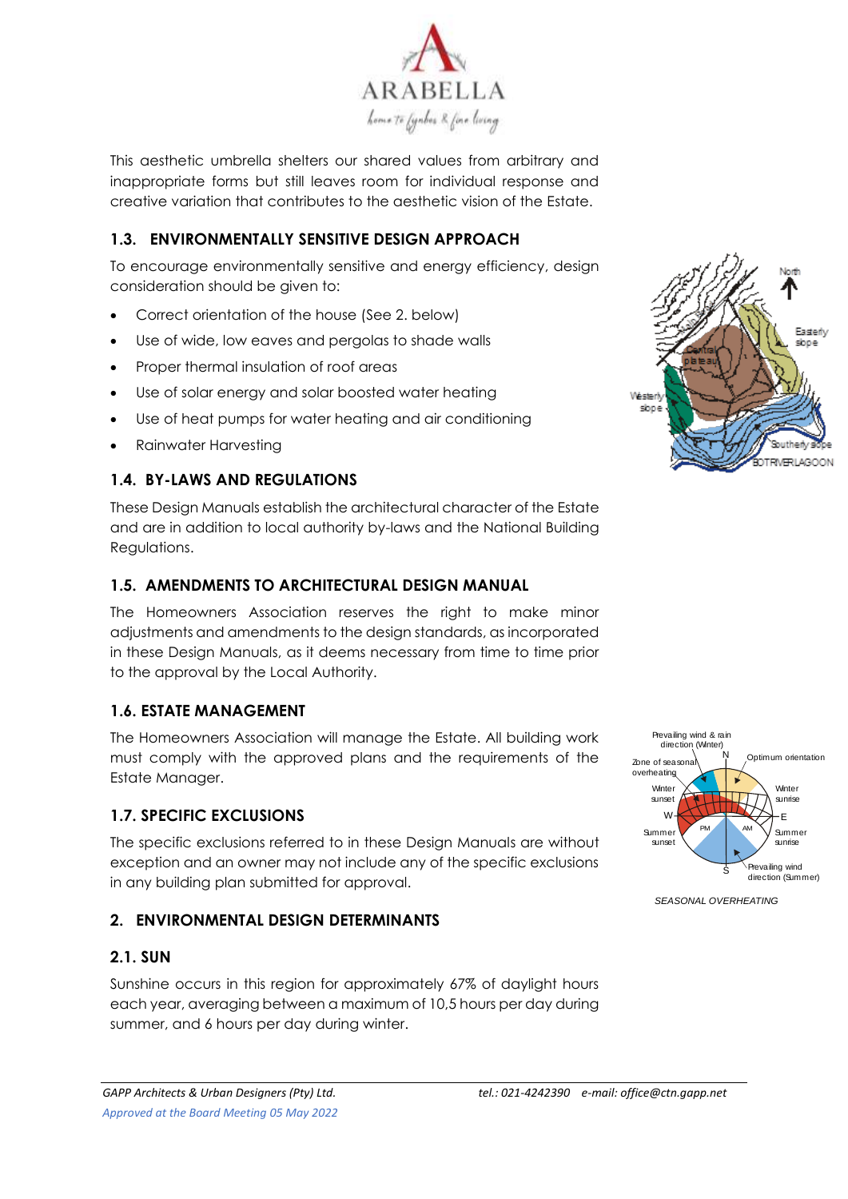This aesthetic umbrella shelters our shared values from arbitrary and inappropriate forms but still leaves room for individual response and creative variation that contributes to the aesthetic vision of the Estate.

### 1.3. ENVIRONMENTALLY SENSITIVE DESIGN APPROACH

To encourage environmentally sensitive and energy efficiency, design consideration should be given to:

- Correct orientation of the house (See 2. below)
- Use of wide, low eaves and pergolas to shade walls
- Proper thermal insulation of roof areas
- Use of solar energy and solar boosted water heating
- Use of heat pumps for water heating and air conditioning
- Rainwater Harvesting

### 1.4. BY-LAWS AND REGULATIONS

These Design Manuals establish the architectural character of the Estate and are in addition to local authority by-laws and the National Building Regulations.

### 1.5. AMENDMENTS TO ARCHITECTURAL DESIGN MANUAL

The Homeowners Association reserves the right to make minor adjustments and amendments to the design standards, as incorporated in these Design Manuals, as it deems necessary from time to time prior to the approval by the Local Authority.

### 1.6. ESTATE MANAGEMENT

The Homeowners Association will manage the Estate. All building work must comply with the approved plans and the requirements of the Estate Manager.

### 1.7. SPECIFIC EXCLUSIONS

The specific exclusions referred to in these Design Manuals are without exception and an owner may not include any of the specific exclusions in any building plan submitted for approval.

## 2. ENVIRONMENTAL DESIGN DETERMINANTS

### 2.1. SUN

Sunshine occurs in this region for approximately 67% of daylight hours each year, averaging between a maximum of 10,5 hours per day during summer, and 6 hours per day during winter.

*SEASONAL OVERHEATING*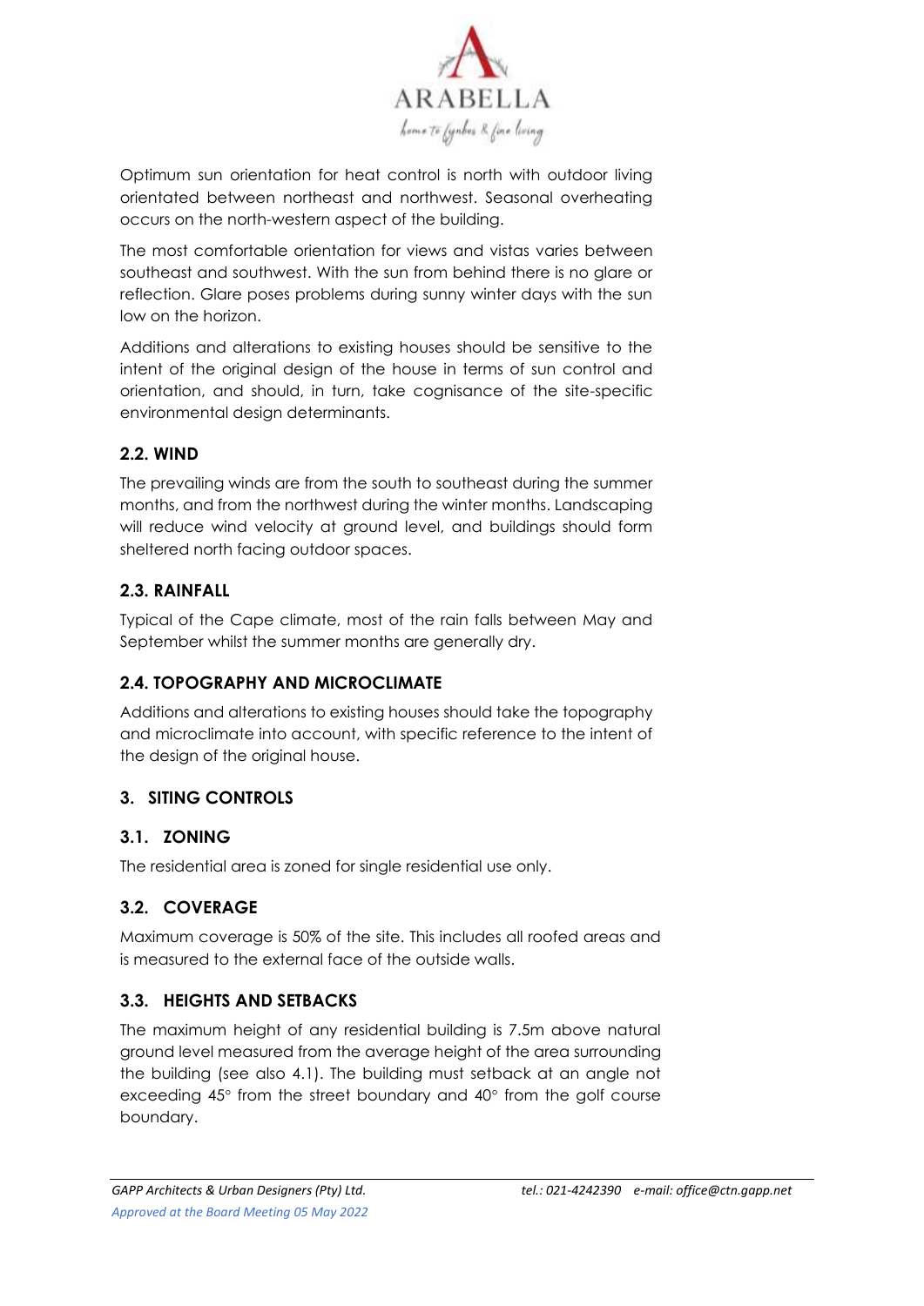Optimum sun orientation for heat control is north with outdoor living orientated between northeast and northwest. Seasonal overheating occurs on the north-western aspect of the building.

The most comfortable orientation for views and vistas varies between southeast and southwest. With the sun from behind there is no glare or reflection. Glare poses problems during sunny winter days with the sun low on the horizon.

Additions and alterations to existing houses should be sensitive to the intent of the original design of the house in terms of sun control and orientation, and should, in turn, take cognisance of the site-specific environmental design determinants.

### 2.2. WIND

The prevailing winds are from the south to southeast during the summer months, and from the northwest during the winter months. Landscaping will reduce wind velocity at ground level, and buildings should form sheltered north facing outdoor spaces.

### 2.3. RAINFALL

Typical of the Cape climate, most of the rain falls between May and September whilst the summer months are generally dry.

### 2.4. TOPOGRAPHY AND MICROCLIMATE

Additions and alterations to existing houses should take the topography and microclimate into account, with specific reference to the intent of the design of the original house.

## 3. SITING CONTROLS

### 3.1. ZONING

The residential area is zoned for single residential use only.

### 3.2. COVERAGE

Maximum coverage is 50% of the site. This includes all roofed areas and is measured to the external face of the outside walls.

### 3.3. HEIGHTS AND SETBACKS

The maximum height of any residential building is 7.5m above natural ground level measured from the average height of the area surrounding the building (see also 4.1). The building must setback at an angle not exceeding 45° from the street boundary and 40° from the golf course boundary.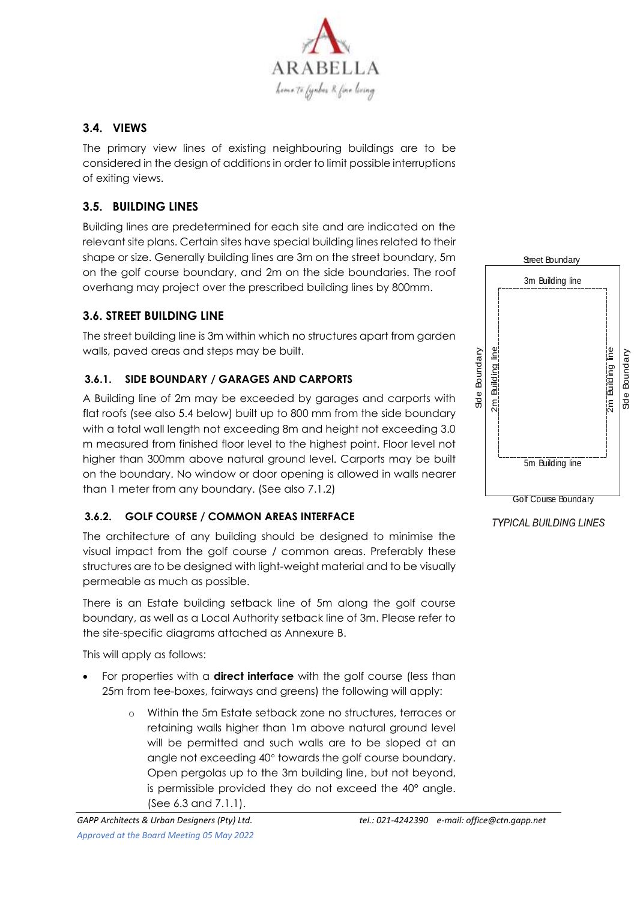## 3.4. VIEWS

The primary view lines of existing neighbouring buildings are to be considered in the design of additions in order to limit possible interruptions of exiting views.

## 3.5. BUILDING LINES

Building lines are predetermined for each site and are indicated on the relevant site plans. Certain sites have special building lines related to their shape or size. Generally building lines are 3m on the street boundary, 5m on the golf course boundary, and 2m on the side boundaries. The roof overhang may project over the prescribed building lines by 800mm.

Street Boundary

3m Building line

Side Boundary

2m Building line

2m Building line

Side Boundary

5m Building line

Golf Course Boundary

*TYPICAL BUILDING LINES*

## 3.6. STREET BUILDING LINE

The street building line is 3m within which no structures apart from garden walls, paved areas and steps may be built.

### 3.6.1. SIDE BOUNDARY / GARAGES AND CARPORTS

A Building line of 2m may be exceeded by garages and carports with flat roofs (see also 5.4 below) built up to 800 mm from the side boundary with a total wall length not exceeding 8m and height not exceeding 3.0 m measured from finished floor level to the highest point. Floor level not higher than 300mm above natural ground level. Carports may be built on the boundary. No window or door opening is allowed in walls nearer than 1 meter from any boundary. (See also 7.1.2)

### 3.6.2. GOLF COURSE / COMMON AREAS INTERFACE

The architecture of any building should be designed to minimise the visual impact from the golf course / common areas. Preferably these structures are to be designed with light-weight material and to be visually permeable as much as possible.

There is an Estate building setback line of 5m along the golf course boundary, as well as a Local Authority setback line of 3m. Please refer to the site-specific diagrams attached as Annexure B.

This will apply as follows:

- For properties with a **direct interface** with the golf course (less than 25m from tee-boxes, fairways and greens) the following will apply:
    - Within the 5m Estate setback zone no structures, terraces or retaining walls higher than 1m above natural ground level will be permitted and such walls are to be sloped at an angle not exceeding 40° towards the golf course boundary. Open pergolas up to the 3m building line, but not beyond, is permissible provided they do not exceed the 40° angle. (See 6.3 and 7.1.1).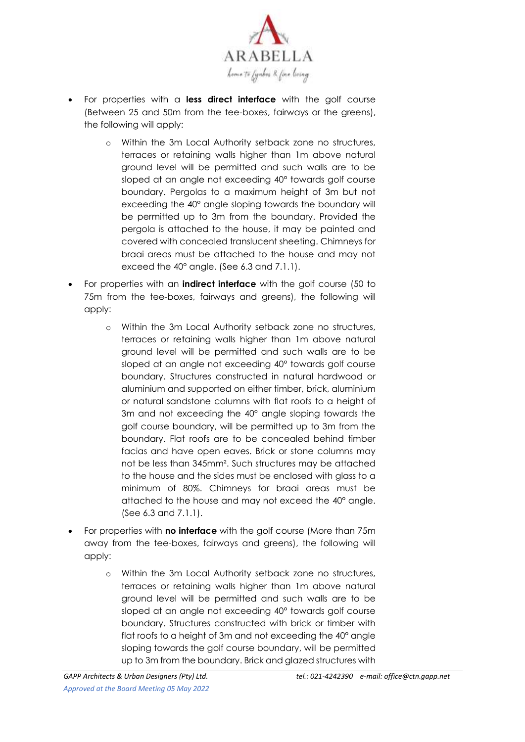- For properties with a **less direct interface** with the golf course (Between 25 and 50m from the tee-boxes, fairways or the greens), the following will apply:
    - Within the 3m Local Authority setback zone no structures, terraces or retaining walls higher than 1m above natural ground level will be permitted and such walls are to be sloped at an angle not exceeding 40° towards golf course boundary. Pergolas to a maximum height of 3m but not exceeding the 40° angle sloping towards the boundary will be permitted up to 3m from the boundary. Provided the pergola is attached to the house, it may be painted and covered with concealed translucent sheeting. Chimneys for braai areas must be attached to the house and may not exceed the 40° angle. (See 6.3 and 7.1.1).
- For properties with an **indirect interface** with the golf course (50 to 75m from the tee-boxes, fairways and greens), the following will apply:
    - Within the 3m Local Authority setback zone no structures, terraces or retaining walls higher than 1m above natural ground level will be permitted and such walls are to be sloped at an angle not exceeding 40° towards golf course boundary. Structures constructed in natural hardwood or aluminium and supported on either timber, brick, aluminium or natural sandstone columns with flat roofs to a height of 3m and not exceeding the 40° angle sloping towards the golf course boundary, will be permitted up to 3m from the boundary. Flat roofs are to be concealed behind timber facias and have open eaves. Brick or stone columns may not be less than 345mm². Such structures may be attached to the house and the sides must be enclosed with glass to a minimum of 80%. Chimneys for braai areas must be attached to the house and may not exceed the 40° angle. (See 6.3 and 7.1.1).
- For properties with **no interface** with the golf course (More than 75m away from the tee-boxes, fairways and greens), the following will apply:
    - Within the 3m Local Authority setback zone no structures, terraces or retaining walls higher than 1m above natural ground level will be permitted and such walls are to be sloped at an angle not exceeding 40° towards golf course boundary. Structures constructed with brick or timber with flat roofs to a height of 3m and not exceeding the 40° angle sloping towards the golf course boundary, will be permitted up to 3m from the boundary. Brick and glazed structures with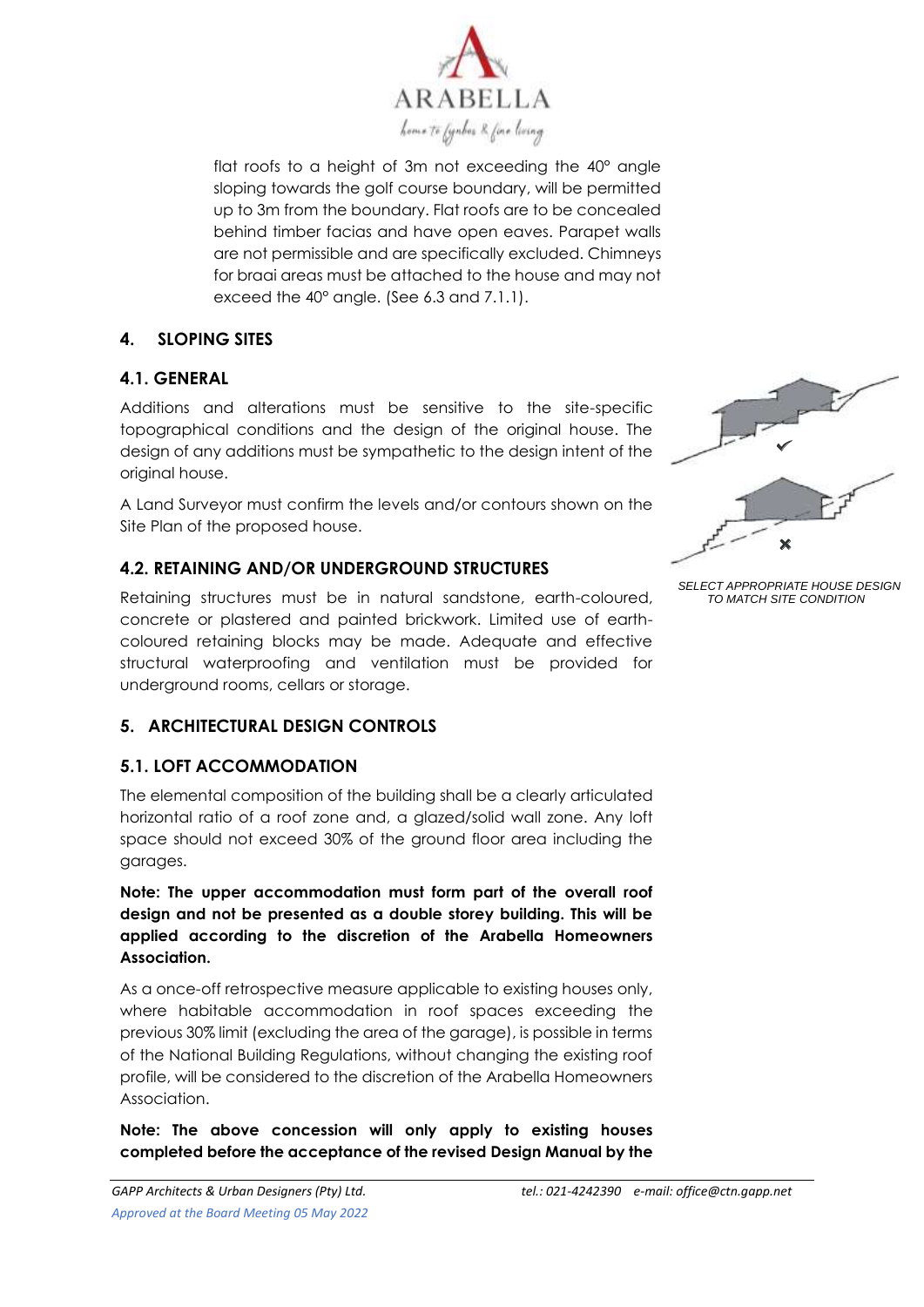flat roofs to a height of 3m not exceeding the 40° angle sloping towards the golf course boundary, will be permitted up to 3m from the boundary. Flat roofs are to be concealed behind timber facias and have open eaves. Parapet walls are not permissible and are specifically excluded. Chimneys for braai areas must be attached to the house and may not exceed the 40° angle. (See 6.3 and 7.1.1).

## 4. SLOPING SITES

### 4.1. GENERAL

Additions and alterations must be sensitive to the site-specific topographical conditions and the design of the original house. The design of any additions must be sympathetic to the design intent of the original house.

A Land Surveyor must confirm the levels and/or contours shown on the Site Plan of the proposed house.

*SELECT APPROPRIATE HOUSE DESIGN TO MATCH SITE CONDITION*

### 4.2. RETAINING AND/OR UNDERGROUND STRUCTURES

Retaining structures must be in natural sandstone, earth-coloured, concrete or plastered and painted brickwork. Limited use of earth-coloured retaining blocks may be made. Adequate and effective structural waterproofing and ventilation must be provided for underground rooms, cellars or storage.

## 5. ARCHITECTURAL DESIGN CONTROLS

### 5.1. LOFT ACCOMMODATION

The elemental composition of the building shall be a clearly articulated horizontal ratio of a roof zone and, a glazed/solid wall zone. Any loft space should not exceed 30% of the ground floor area including the garages.

**Note: The upper accommodation must form part of the overall roof design and not be presented as a double storey building. This will be applied according to the discretion of the Arabella Homeowners Association.**

As a once-off retrospective measure applicable to existing houses only, where habitable accommodation in roof spaces exceeding the previous 30% limit (excluding the area of the garage), is possible in terms of the National Building Regulations, without changing the existing roof profile, will be considered to the discretion of the Arabella Homeowners Association.

**Note: The above concession will only apply to existing houses completed before the acceptance of the revised Design Manual by the**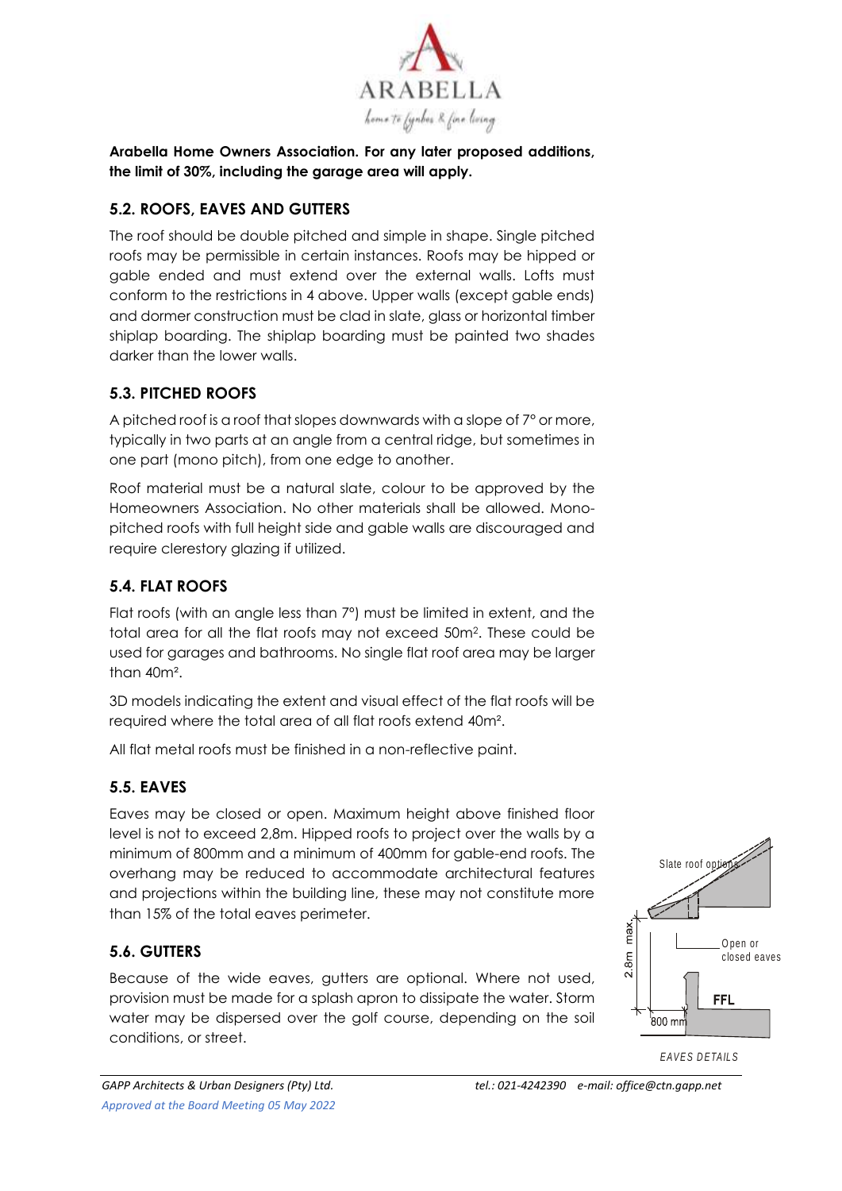**Arabella Home Owners Association. For any later proposed additions, the limit of 30%, including the garage area will apply.**

### 5.2. ROOFS, EAVES AND GUTTERS

The roof should be double pitched and simple in shape. Single pitched roofs may be permissible in certain instances. Roofs may be hipped or gable ended and must extend over the external walls. Lofts must conform to the restrictions in 4 above. Upper walls (except gable ends) and dormer construction must be clad in slate, glass or horizontal timber shiplap boarding. The shiplap boarding must be painted two shades darker than the lower walls.

### 5.3. PITCHED ROOFS

A pitched roof is a roof that slopes downwards with a slope of 7° or more, typically in two parts at an angle from a central ridge, but sometimes in one part (mono pitch), from one edge to another.

Roof material must be a natural slate, colour to be approved by the Homeowners Association. No other materials shall be allowed. Mono-pitched roofs with full height side and gable walls are discouraged and require clerestory glazing if utilized.

### 5.4. FLAT ROOFS

Flat roofs (with an angle less than 7°) must be limited in extent, and the total area for all the flat roofs may not exceed 50m². These could be used for garages and bathrooms. No single flat roof area may be larger than 40m².

3D models indicating the extent and visual effect of the flat roofs will be required where the total area of all flat roofs extend 40m².

All flat metal roofs must be finished in a non-reflective paint.

### 5.5. EAVES

Eaves may be closed or open. Maximum height above finished floor level is not to exceed 2,8m. Hipped roofs to project over the walls by a minimum of 800mm and a minimum of 400mm for gable-end roofs. The overhang may be reduced to accommodate architectural features and projections within the building line, these may not constitute more than 15% of the total eaves perimeter.

### 5.6. GUTTERS

Because of the wide eaves, gutters are optional. Where not used, provision must be made for a splash apron to dissipate the water. Storm water may be dispersed over the golf course, depending on the soil conditions, or street.

Slate roof options

2.8m max.

Open or closed eaves

FFL

800 mm

*EAVES DETAILS*

*Approved at the Board Meeting 05 May 2022*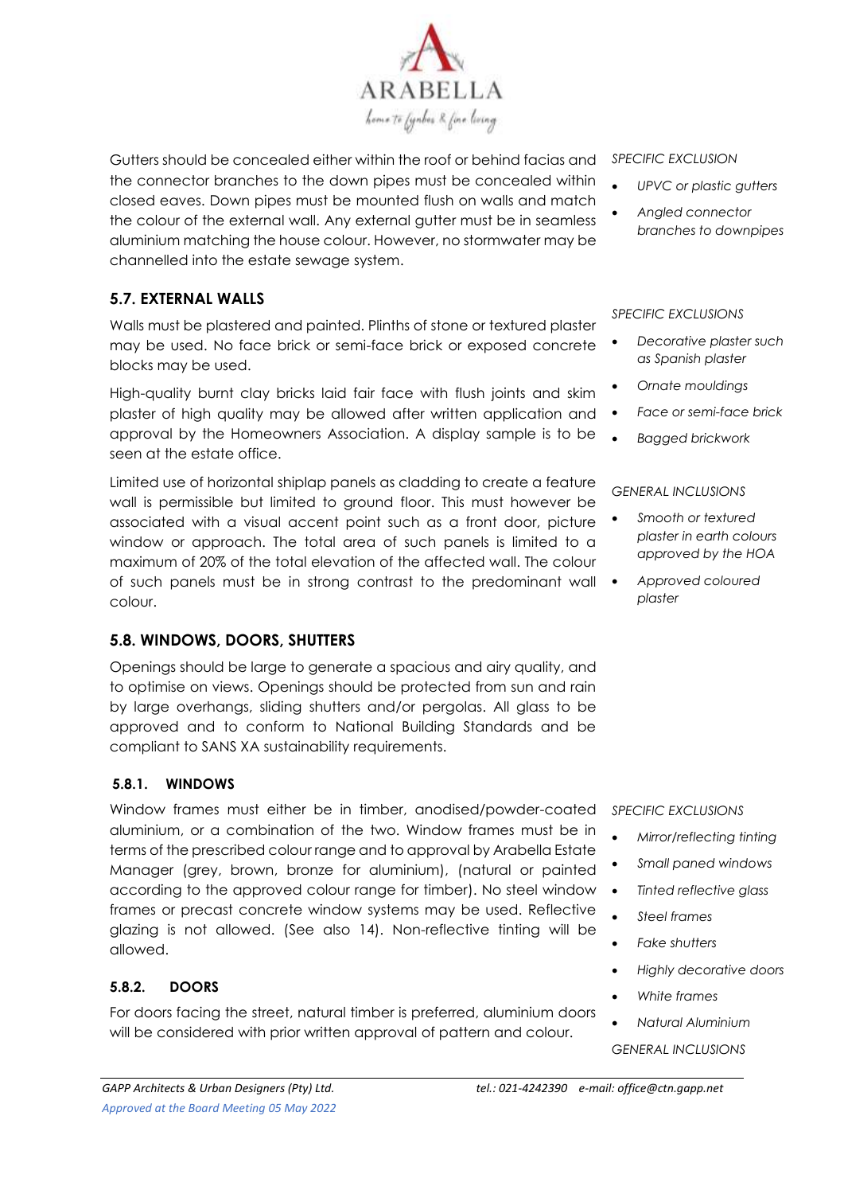Gutters should be concealed either within the roof or behind facias and the connector branches to the down pipes must be concealed within closed eaves. Down pipes must be mounted flush on walls and match the colour of the external wall. Any external gutter must be in seamless aluminium matching the house colour. However, no stormwater may be channelled into the estate sewage system.

*SPECIFIC EXCLUSION*

- *UPVC or plastic gutters*
- *Angled connector branches to downpipes*

## 5.7. EXTERNAL WALLS

Walls must be plastered and painted. Plinths of stone or textured plaster may be used. No face brick or semi-face brick or exposed concrete blocks may be used.

High-quality burnt clay bricks laid fair face with flush joints and skim plaster of high quality may be allowed after written application and approval by the Homeowners Association. A display sample is to be seen at the estate office.

Limited use of horizontal shiplap panels as cladding to create a feature wall is permissible but limited to ground floor. This must however be associated with a visual accent point such as a front door, picture window or approach. The total area of such panels is limited to a maximum of 20% of the total elevation of the affected wall. The colour of such panels must be in strong contrast to the predominant wall colour.

*SPECIFIC EXCLUSIONS*

- *Decorative plaster such as Spanish plaster*
- *Ornate mouldings*
- *Face or semi-face brick*
- *Bagged brickwork*

*GENERAL INCLUSIONS*

- *Smooth or textured plaster in earth colours approved by the HOA*
- *Approved coloured plaster*

## 5.8. WINDOWS, DOORS, SHUTTERS

Openings should be large to generate a spacious and airy quality, and to optimise on views. Openings should be protected from sun and rain by large overhangs, sliding shutters and/or pergolas. All glass to be approved and to conform to National Building Standards and be compliant to SANS XA sustainability requirements.

### 5.8.1. WINDOWS

Window frames must either be in timber, anodised/powder-coated aluminium, or a combination of the two. Window frames must be in terms of the prescribed colour range and to approval by Arabella Estate Manager (grey, brown, bronze for aluminium), (natural or painted according to the approved colour range for timber). No steel window frames or precast concrete window systems may be used. Reflective glazing is not allowed. (See also 14). Non-reflective tinting will be allowed.

### 5.8.2. DOORS

For doors facing the street, natural timber is preferred, aluminium doors will be considered with prior written approval of pattern and colour.

*SPECIFIC EXCLUSIONS*

- *Mirror/reflecting tinting*
- *Small paned windows*
- *Tinted reflective glass*
- *Steel frames*
- *Fake shutters*
- *Highly decorative doors*
- *White frames*
- *Natural Aluminium*

*GENERAL INCLUSIONS*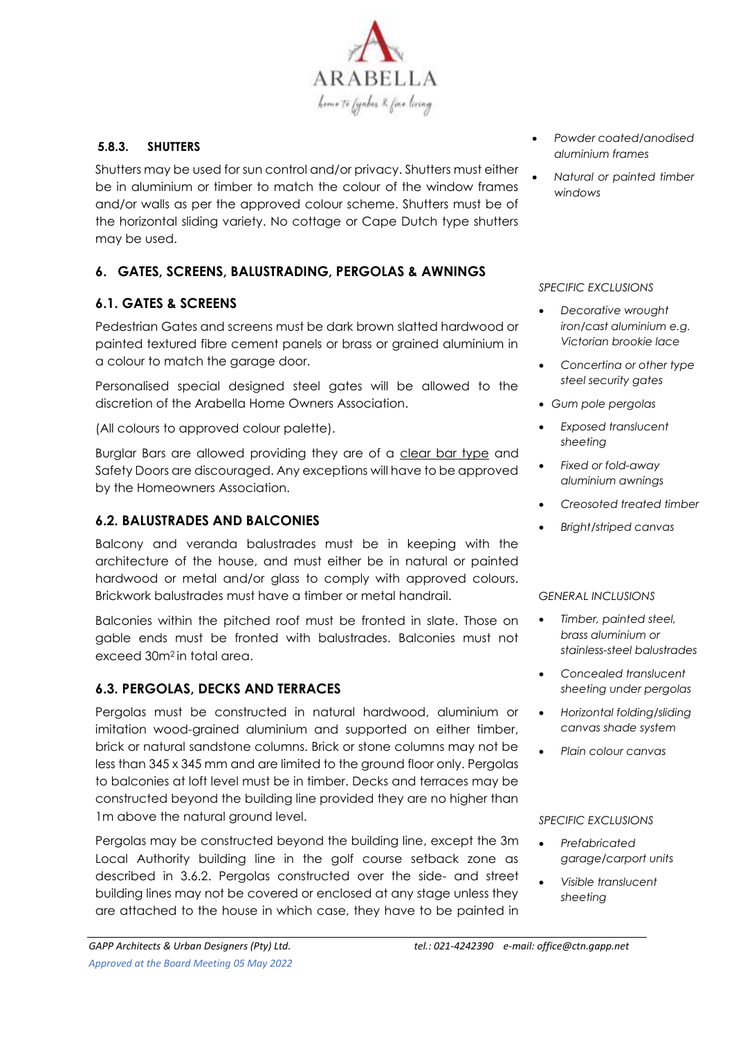#### 5.8.3. SHUTTERS

Shutters may be used for sun control and/or privacy. Shutters must either be in aluminium or timber to match the colour of the window frames and/or walls as per the approved colour scheme. Shutters must be of the horizontal sliding variety. No cottage or Cape Dutch type shutters may be used.

- *Powder coated/anodised aluminium frames*
- *Natural or painted timber windows*

## 6. GATES, SCREENS, BALUSTRADING, PERGOLAS & AWNINGS

### 6.1. GATES & SCREENS

Pedestrian Gates and screens must be dark brown slatted hardwood or painted textured fibre cement panels or brass or grained aluminium in a colour to match the garage door.

Personalised special designed steel gates will be allowed to the discretion of the Arabella Home Owners Association.

(All colours to approved colour palette).

Burglar Bars are allowed providing they are of a clear bar type and Safety Doors are discouraged. Any exceptions will have to be approved by the Homeowners Association.

*SPECIFIC EXCLUSIONS*

- *Decorative wrought iron/cast aluminium e.g. Victorian brookie lace*
- *Concertina or other type steel security gates*
- *Gum pole pergolas*
- *Exposed translucent sheeting*
- *Fixed or fold-away aluminium awnings*
- *Creosoted treated timber*
- *Bright/striped canvas*

### 6.2. BALUSTRADES AND BALCONIES

Balcony and veranda balustrades must be in keeping with the architecture of the house, and must either be in natural or painted hardwood or metal and/or glass to comply with approved colours. Brickwork balustrades must have a timber or metal handrail.

Balconies within the pitched roof must be fronted in slate. Those on gable ends must be fronted with balustrades. Balconies must not exceed 30m$^2$ in total area.

*GENERAL INCLUSIONS*

- *Timber, painted steel, brass aluminium or stainless-steel balustrades*
- *Concealed translucent sheeting under pergolas*
- *Horizontal folding/sliding canvas shade system*
- *Plain colour canvas*

### 6.3. PERGOLAS, DECKS AND TERRACES

Pergolas must be constructed in natural hardwood, aluminium or imitation wood-grained aluminium and supported on either timber, brick or natural sandstone columns. Brick or stone columns may not be less than 345 x 345 mm and are limited to the ground floor only. Pergolas to balconies at loft level must be in timber. Decks and terraces may be constructed beyond the building line provided they are no higher than 1m above the natural ground level.

Pergolas may be constructed beyond the building line, except the 3m Local Authority building line in the golf course setback zone as described in 3.6.2. Pergolas constructed over the side- and street building lines may not be covered or enclosed at any stage unless they are attached to the house in which case, they have to be painted in

*SPECIFIC EXCLUSIONS*

- *Prefabricated garage/carport units*
- *Visible translucent sheeting*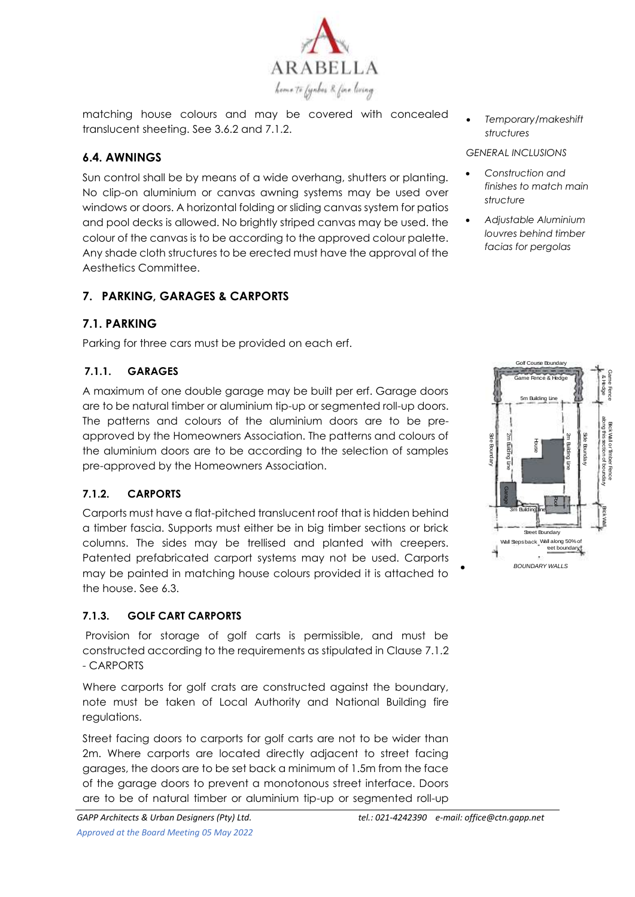matching house colours and may be covered with concealed translucent sheeting. See 3.6.2 and 7.1.2.

### 6.4. AWNINGS

Sun control shall be by means of a wide overhang, shutters or planting. No clip-on aluminium or canvas awning systems may be used over windows or doors. A horizontal folding or sliding canvas system for patios and pool decks is allowed. No brightly striped canvas may be used. the colour of the canvas is to be according to the approved colour palette. Any shade cloth structures to be erected must have the approval of the Aesthetics Committee.

## 7. PARKING, GARAGES & CARPORTS

### 7.1. PARKING

Parking for three cars must be provided on each erf.

#### 7.1.1. GARAGES

A maximum of one double garage may be built per erf. Garage doors are to be natural timber or aluminium tip-up or segmented roll-up doors. The patterns and colours of the aluminium doors are to be pre-approved by the Homeowners Association. The patterns and colours of the aluminium doors are to be according to the selection of samples pre-approved by the Homeowners Association.

#### 7.1.2. CARPORTS

Carports must have a flat-pitched translucent roof that is hidden behind a timber fascia. Supports must either be in big timber sections or brick columns. The sides may be trellised and planted with creepers. Patented prefabricated carport systems may not be used. Carports may be painted in matching house colours provided it is attached to the house. See 6.3.

#### 7.1.3. GOLF CART CARPORTS

Provision for storage of golf carts is permissible, and must be constructed according to the requirements as stipulated in Clause 7.1.2 - CARPORTS

Where carports for golf crats are constructed against the boundary, note must be taken of Local Authority and National Building fire regulations.

Street facing doors to carports for golf carts are not to be wider than 2m. Where carports are located directly adjacent to street facing garages, the doors are to be set back a minimum of 1.5m from the face of the garage doors to prevent a monotonous street interface. Doors are to be of natural timber or aluminium tip-up or segmented roll-up

- *Temporary/makeshift structures*

*GENERAL INCLUSIONS*

- *Construction and finishes to match main structure*
- *Adjustable Aluminium louvres behind timber facias for pergolas*

*BOUNDARY WALLS*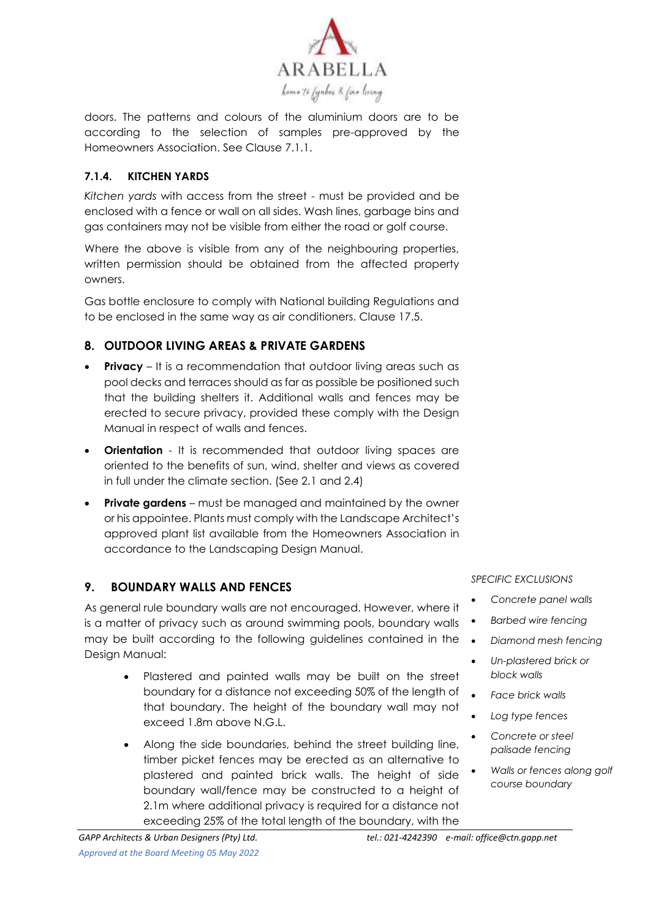doors. The patterns and colours of the aluminium doors are to be according to the selection of samples pre-approved by the Homeowners Association. See Clause 7.1.1.

#### 7.1.4. KITCHEN YARDS

*Kitchen yards* with access from the street - must be provided and be enclosed with a fence or wall on all sides. Wash lines, garbage bins and gas containers may not be visible from either the road or golf course.

Where the above is visible from any of the neighbouring properties, written permission should be obtained from the affected property owners.

Gas bottle enclosure to comply with National building Regulations and to be enclosed in the same way as air conditioners. Clause 17.5.

## 8. OUTDOOR LIVING AREAS & PRIVATE GARDENS

- **Privacy** – It is a recommendation that outdoor living areas such as pool decks and terraces should as far as possible be positioned such that the building shelters it. Additional walls and fences may be erected to secure privacy, provided these comply with the Design Manual in respect of walls and fences.
- **Orientation** - It is recommended that outdoor living spaces are oriented to the benefits of sun, wind, shelter and views as covered in full under the climate section. (See 2.1 and 2.4)
- **Private gardens** – must be managed and maintained by the owner or his appointee. Plants must comply with the Landscape Architect's approved plant list available from the Homeowners Association in accordance to the Landscaping Design Manual.

## 9. BOUNDARY WALLS AND FENCES

As general rule boundary walls are not encouraged. However, where it is a matter of privacy such as around swimming pools, boundary walls may be built according to the following guidelines contained in the Design Manual:

- Plastered and painted walls may be built on the street boundary for a distance not exceeding 50% of the length of that boundary. The height of the boundary wall may not exceed 1.8m above N.G.L.
- Along the side boundaries, behind the street building line, timber picket fences may be erected as an alternative to plastered and painted brick walls. The height of side boundary wall/fence may be constructed to a height of 2.1m where additional privacy is required for a distance not exceeding 25% of the total length of the boundary, with the

*SPECIFIC EXCLUSIONS*

- *Concrete panel walls*
- *Barbed wire fencing*
- *Diamond mesh fencing*
- *Un-plastered brick or block walls*
- *Face brick walls*
- *Log type fences*
- *Concrete or steel palisade fencing*
- *Walls or fences along golf course boundary*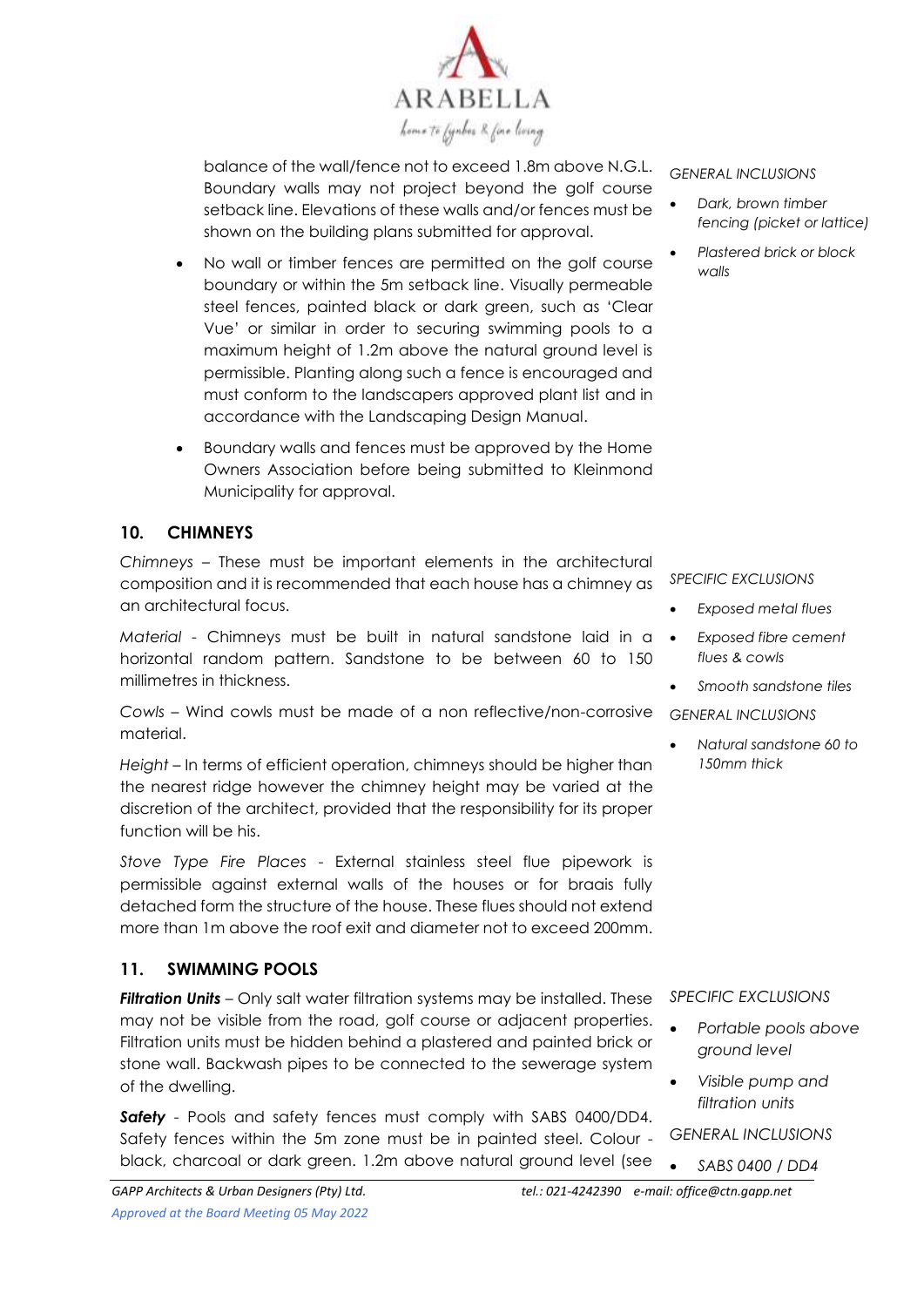balance of the wall/fence not to exceed 1.8m above N.G.L. Boundary walls may not project beyond the golf course setback line. Elevations of these walls and/or fences must be shown on the building plans submitted for approval.

- No wall or timber fences are permitted on the golf course boundary or within the 5m setback line. Visually permeable steel fences, painted black or dark green, such as 'Clear Vue' or similar in order to securing swimming pools to a maximum height of 1.2m above the natural ground level is permissible. Planting along such a fence is encouraged and must conform to the landscapers approved plant list and in accordance with the Landscaping Design Manual.
- Boundary walls and fences must be approved by the Home Owners Association before being submitted to Kleinmond Municipality for approval.

*GENERAL INCLUSIONS*

- *Dark, brown timber fencing (picket or lattice)*
- *Plastered brick or block walls*

## 10. CHIMNEYS

*Chimneys* – These must be important elements in the architectural composition and it is recommended that each house has a chimney as an architectural focus.

*Material* - Chimneys must be built in natural sandstone laid in a horizontal random pattern. Sandstone to be between 60 to 150 millimetres in thickness.

*Cowls* – Wind cowls must be made of a non reflective/non-corrosive material.

*Height* – In terms of efficient operation, chimneys should be higher than the nearest ridge however the chimney height may be varied at the discretion of the architect, provided that the responsibility for its proper function will be his.

*Stove Type Fire Places* - External stainless steel flue pipework is permissible against external walls of the houses or for braais fully detached form the structure of the house. These flues should not extend more than 1m above the roof exit and diameter not to exceed 200mm.

*SPECIFIC EXCLUSIONS*

- *Exposed metal flues*
- *Exposed fibre cement flues & cowls*
- *Smooth sandstone tiles*

*GENERAL INCLUSIONS*

- *Natural sandstone 60 to 150mm thick*

## 11. SWIMMING POOLS

***Filtration Units*** – Only salt water filtration systems may be installed. These may not be visible from the road, golf course or adjacent properties. Filtration units must be hidden behind a plastered and painted brick or stone wall. Backwash pipes to be connected to the sewerage system of the dwelling.

***Safety*** - Pools and safety fences must comply with SABS 0400/DD4. Safety fences within the 5m zone must be in painted steel. Colour - black, charcoal or dark green. 1.2m above natural ground level (see

*SPECIFIC EXCLUSIONS*

- *Portable pools above ground level*
- *Visible pump and filtration units*

*GENERAL INCLUSIONS*

- *SABS 0400 / DD4*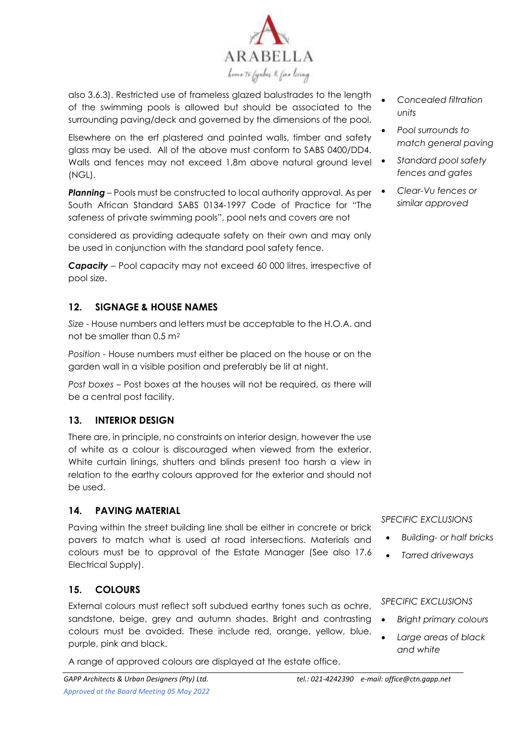also 3.6.3). Restricted use of frameless glazed balustrades to the length of the swimming pools is allowed but should be associated to the surrounding paving/deck and governed by the dimensions of the pool.

Elsewhere on the erf plastered and painted walls, timber and safety glass may be used. All of the above must conform to SABS 0400/DD4. Walls and fences may not exceed 1,8m above natural ground level (NGL).

***Planning*** – Pools must be constructed to local authority approval. As per South African Standard SABS 0134-1997 Code of Practice for "The safeness of private swimming pools", pool nets and covers are not considered as providing adequate safety on their own and may only be used in conjunction with the standard pool safety fence.

***Capacity*** – Pool capacity may not exceed 60 000 litres, irrespective of pool size.

- *Concealed filtration units*
- *Pool surrounds to match general paving*
- *Standard pool safety fences and gates*
- *Clear-Vu fences or similar approved*

## 12. SIGNAGE & HOUSE NAMES

*Size* - House numbers and letters must be acceptable to the H.O.A. and not be smaller than 0.5 $m^2$

*Position* - House numbers must either be placed on the house or on the garden wall in a visible position and preferably be lit at night.

*Post boxes* – Post boxes at the houses will not be required, as there will be a central post facility.

## 13. INTERIOR DESIGN

There are, in principle, no constraints on interior design, however the use of white as a colour is discouraged when viewed from the exterior. White curtain linings, shutters and blinds present too harsh a view in relation to the earthy colours approved for the exterior and should not be used.

## 14. PAVING MATERIAL

Paving within the street building line shall be either in concrete or brick pavers to match what is used at road intersections. Materials and colours must be to approval of the Estate Manager (See also 17.6 Electrical Supply).

*SPECIFIC EXCLUSIONS*

- *Building- or half bricks*
- *Tarred driveways*

## 15. COLOURS

External colours must reflect soft subdued earthy tones such as ochre, sandstone, beige, grey and autumn shades. Bright and contrasting colours must be avoided. These include red, orange, yellow, blue, purple, pink and black.

A range of approved colours are displayed at the estate office.

*SPECIFIC EXCLUSIONS*

- *Bright primary colours*
- *Large areas of black and white*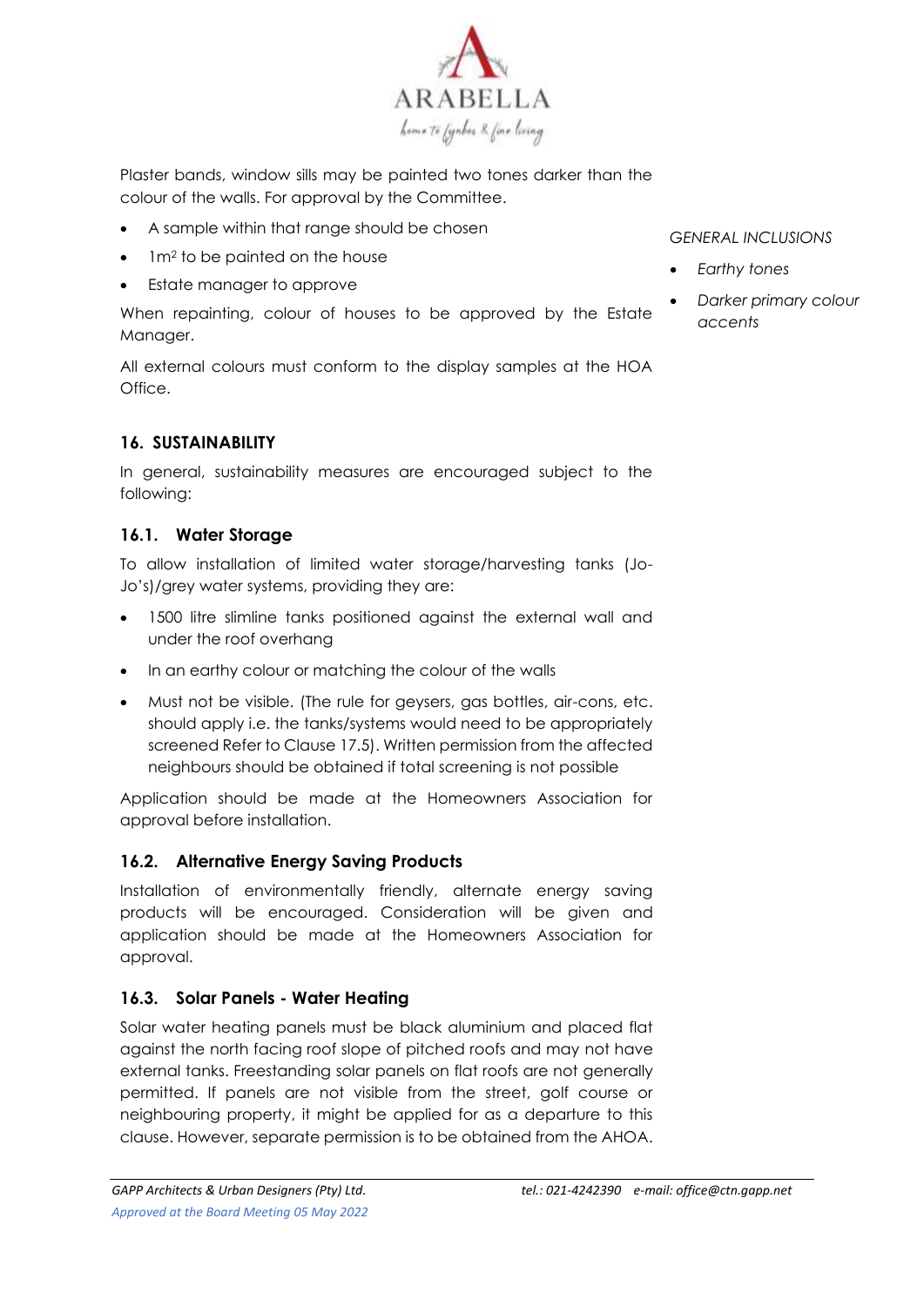Plaster bands, window sills may be painted two tones darker than the colour of the walls. For approval by the Committee.

- A sample within that range should be chosen
- 1m$^2$ to be painted on the house
- Estate manager to approve

When repainting, colour of houses to be approved by the Estate Manager.

All external colours must conform to the display samples at the HOA Office.

*GENERAL INCLUSIONS*

- *Earthy tones*
- *Darker primary colour accents*

## 16. SUSTAINABILITY

In general, sustainability measures are encouraged subject to the following:

### 16.1. Water Storage

To allow installation of limited water storage/harvesting tanks (Jo-Jo's)/grey water systems, providing they are:

- 1500 litre slimline tanks positioned against the external wall and under the roof overhang
- In an earthy colour or matching the colour of the walls
- Must not be visible. (The rule for geysers, gas bottles, air-cons, etc. should apply i.e. the tanks/systems would need to be appropriately screened Refer to Clause 17.5). Written permission from the affected neighbours should be obtained if total screening is not possible

Application should be made at the Homeowners Association for approval before installation.

### 16.2. Alternative Energy Saving Products

Installation of environmentally friendly, alternate energy saving products will be encouraged. Consideration will be given and application should be made at the Homeowners Association for approval.

### 16.3. Solar Panels - Water Heating

Solar water heating panels must be black aluminium and placed flat against the north facing roof slope of pitched roofs and may not have external tanks. Freestanding solar panels on flat roofs are not generally permitted. If panels are not visible from the street, golf course or neighbouring property, it might be applied for as a departure to this clause. However, separate permission is to be obtained from the AHOA.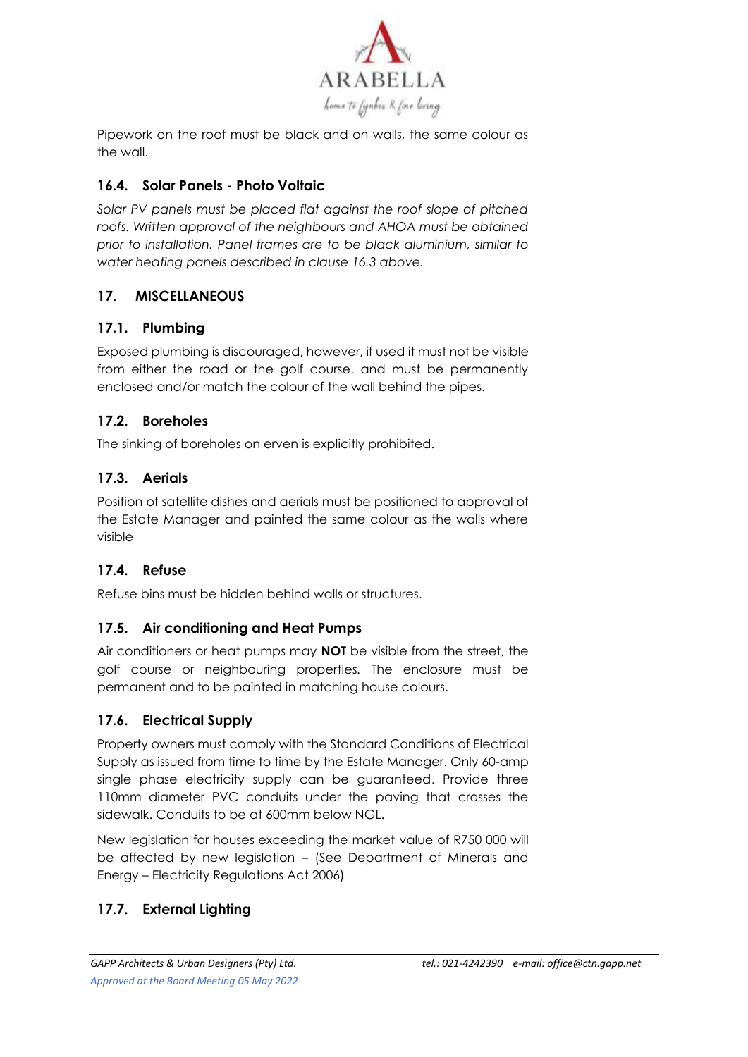Pipework on the roof must be black and on walls, the same colour as the wall.

### 16.4. Solar Panels - Photo Voltaic

*Solar PV panels must be placed flat against the roof slope of pitched roofs. Written approval of the neighbours and AHOA must be obtained prior to installation. Panel frames are to be black aluminium, similar to water heating panels described in clause 16.3 above.*

## 17. MISCELLANEOUS

### 17.1. Plumbing

Exposed plumbing is discouraged, however, if used it must not be visible from either the road or the golf course. and must be permanently enclosed and/or match the colour of the wall behind the pipes.

### 17.2. Boreholes

The sinking of boreholes on erven is explicitly prohibited.

### 17.3. Aerials

Position of satellite dishes and aerials must be positioned to approval of the Estate Manager and painted the same colour as the walls where visible

### 17.4. Refuse

Refuse bins must be hidden behind walls or structures.

### 17.5. Air conditioning and Heat Pumps

Air conditioners or heat pumps may **NOT** be visible from the street, the golf course or neighbouring properties. The enclosure must be permanent and to be painted in matching house colours.

### 17.6. Electrical Supply

Property owners must comply with the Standard Conditions of Electrical Supply as issued from time to time by the Estate Manager. Only 60-amp single phase electricity supply can be guaranteed. Provide three 110mm diameter PVC conduits under the paving that crosses the sidewalk. Conduits to be at 600mm below NGL.

New legislation for houses exceeding the market value of R750 000 will be affected by new legislation – (See Department of Minerals and Energy – Electricity Regulations Act 2006)

### 17.7. External Lighting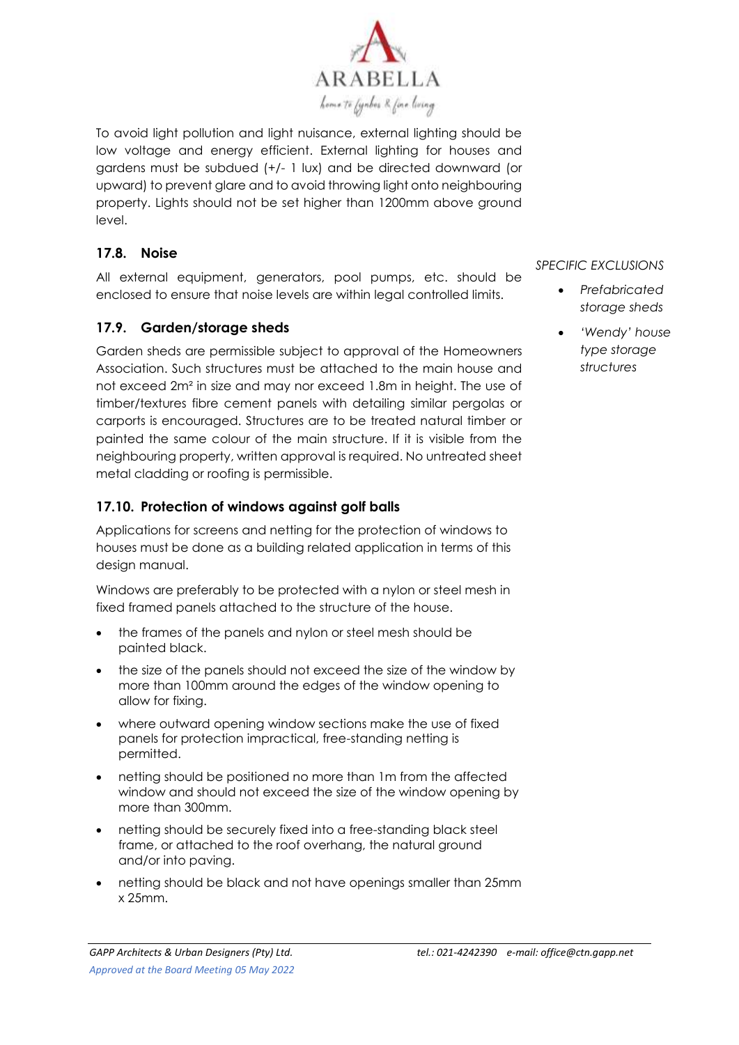To avoid light pollution and light nuisance, external lighting should be low voltage and energy efficient. External lighting for houses and gardens must be subdued (+/- 1 lux) and be directed downward (or upward) to prevent glare and to avoid throwing light onto neighbouring property. Lights should not be set higher than 1200mm above ground level.

### 17.8. Noise

All external equipment, generators, pool pumps, etc. should be enclosed to ensure that noise levels are within legal controlled limits.

### 17.9. Garden/storage sheds

Garden sheds are permissible subject to approval of the Homeowners Association. Such structures must be attached to the main house and not exceed 2m² in size and may nor exceed 1.8m in height. The use of timber/textures fibre cement panels with detailing similar pergolas or carports is encouraged. Structures are to be treated natural timber or painted the same colour of the main structure. If it is visible from the neighbouring property, written approval is required. No untreated sheet metal cladding or roofing is permissible.

*SPECIFIC EXCLUSIONS*

- *Prefabricated storage sheds*
- *'Wendy' house type storage structures*

### 17.10. Protection of windows against golf balls

Applications for screens and netting for the protection of windows to houses must be done as a building related application in terms of this design manual.

Windows are preferably to be protected with a nylon or steel mesh in fixed framed panels attached to the structure of the house.

- the frames of the panels and nylon or steel mesh should be painted black.
- the size of the panels should not exceed the size of the window by more than 100mm around the edges of the window opening to allow for fixing.
- where outward opening window sections make the use of fixed panels for protection impractical, free-standing netting is permitted.
- netting should be positioned no more than 1m from the affected window and should not exceed the size of the window opening by more than 300mm.
- netting should be securely fixed into a free-standing black steel frame, or attached to the roof overhang, the natural ground and/or into paving.
- netting should be black and not have openings smaller than 25mm x 25mm.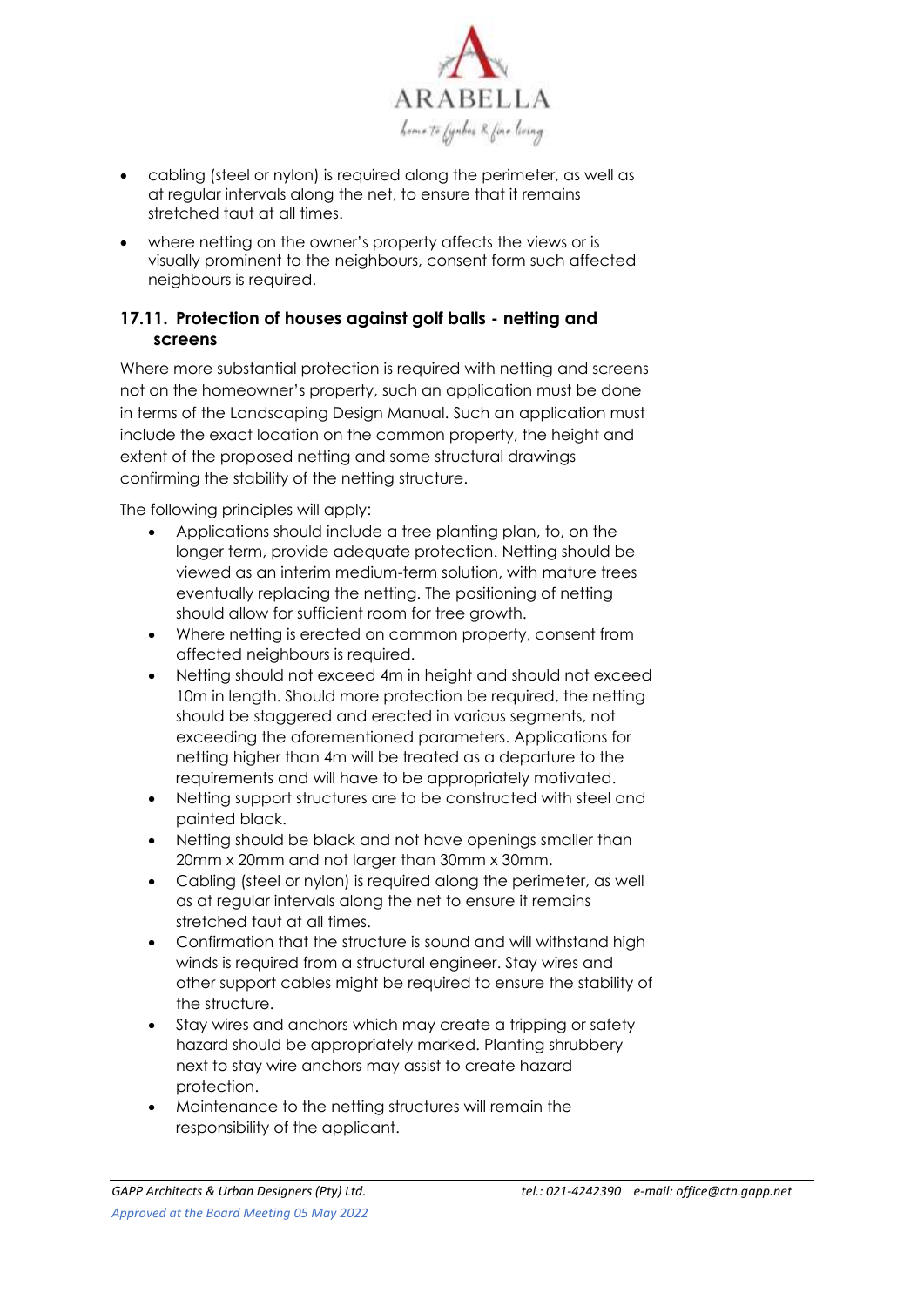- cabling (steel or nylon) is required along the perimeter, as well as at regular intervals along the net, to ensure that it remains stretched taut at all times.
- where netting on the owner's property affects the views or is visually prominent to the neighbours, consent form such affected neighbours is required.

### 17.11. Protection of houses against golf balls - netting and screens

Where more substantial protection is required with netting and screens not on the homeowner's property, such an application must be done in terms of the Landscaping Design Manual. Such an application must include the exact location on the common property, the height and extent of the proposed netting and some structural drawings confirming the stability of the netting structure.

The following principles will apply:

- Applications should include a tree planting plan, to, on the longer term, provide adequate protection. Netting should be viewed as an interim medium-term solution, with mature trees eventually replacing the netting. The positioning of netting should allow for sufficient room for tree growth.
- Where netting is erected on common property, consent from affected neighbours is required.
- Netting should not exceed 4m in height and should not exceed 10m in length. Should more protection be required, the netting should be staggered and erected in various segments, not exceeding the aforementioned parameters. Applications for netting higher than 4m will be treated as a departure to the requirements and will have to be appropriately motivated.
- Netting support structures are to be constructed with steel and painted black.
- Netting should be black and not have openings smaller than 20mm x 20mm and not larger than 30mm x 30mm.
- Cabling (steel or nylon) is required along the perimeter, as well as at regular intervals along the net to ensure it remains stretched taut at all times.
- Confirmation that the structure is sound and will withstand high winds is required from a structural engineer. Stay wires and other support cables might be required to ensure the stability of the structure.
- Stay wires and anchors which may create a tripping or safety hazard should be appropriately marked. Planting shrubbery next to stay wire anchors may assist to create hazard protection.
- Maintenance to the netting structures will remain the responsibility of the applicant.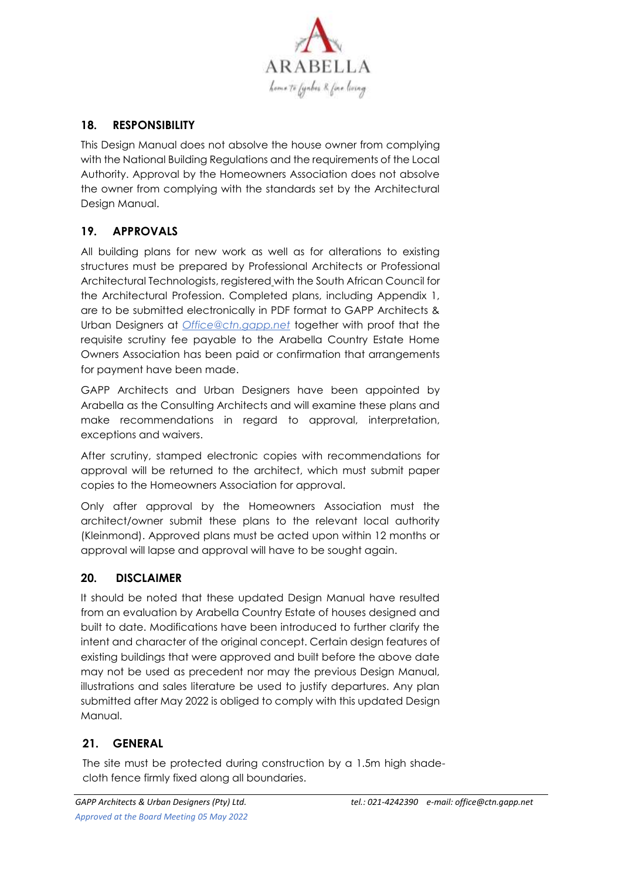## 18. RESPONSIBILITY

This Design Manual does not absolve the house owner from complying with the National Building Regulations and the requirements of the Local Authority. Approval by the Homeowners Association does not absolve the owner from complying with the standards set by the Architectural Design Manual.

## 19. APPROVALS

All building plans for new work as well as for alterations to existing structures must be prepared by Professional Architects or Professional Architectural Technologists, registered with the South African Council for the Architectural Profession. Completed plans, including Appendix 1, are to be submitted electronically in PDF format to GAPP Architects & Urban Designers at *Office@ctn.gapp.net* together with proof that the requisite scrutiny fee payable to the Arabella Country Estate Home Owners Association has been paid or confirmation that arrangements for payment have been made.

GAPP Architects and Urban Designers have been appointed by Arabella as the Consulting Architects and will examine these plans and make recommendations in regard to approval, interpretation, exceptions and waivers.

After scrutiny, stamped electronic copies with recommendations for approval will be returned to the architect, which must submit paper copies to the Homeowners Association for approval.

Only after approval by the Homeowners Association must the architect/owner submit these plans to the relevant local authority (Kleinmond). Approved plans must be acted upon within 12 months or approval will lapse and approval will have to be sought again.

## 20. DISCLAIMER

It should be noted that these updated Design Manual have resulted from an evaluation by Arabella Country Estate of houses designed and built to date. Modifications have been introduced to further clarify the intent and character of the original concept. Certain design features of existing buildings that were approved and built before the above date may not be used as precedent nor may the previous Design Manual, illustrations and sales literature be used to justify departures. Any plan submitted after May 2022 is obliged to comply with this updated Design Manual.

## 21. GENERAL

The site must be protected during construction by a 1.5m high shade-cloth fence firmly fixed along all boundaries.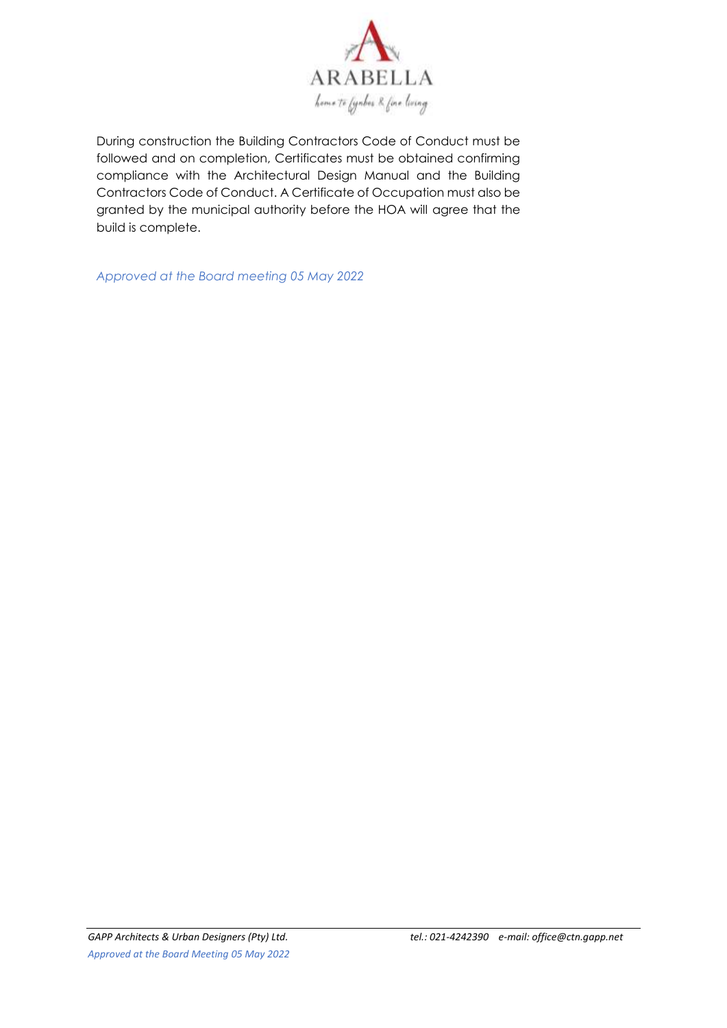During construction the Building Contractors Code of Conduct must be followed and on completion, Certificates must be obtained confirming compliance with the Architectural Design Manual and the Building Contractors Code of Conduct. A Certificate of Occupation must also be granted by the municipal authority before the HOA will agree that the build is complete.

*Approved at the Board meeting 05 May 2022*